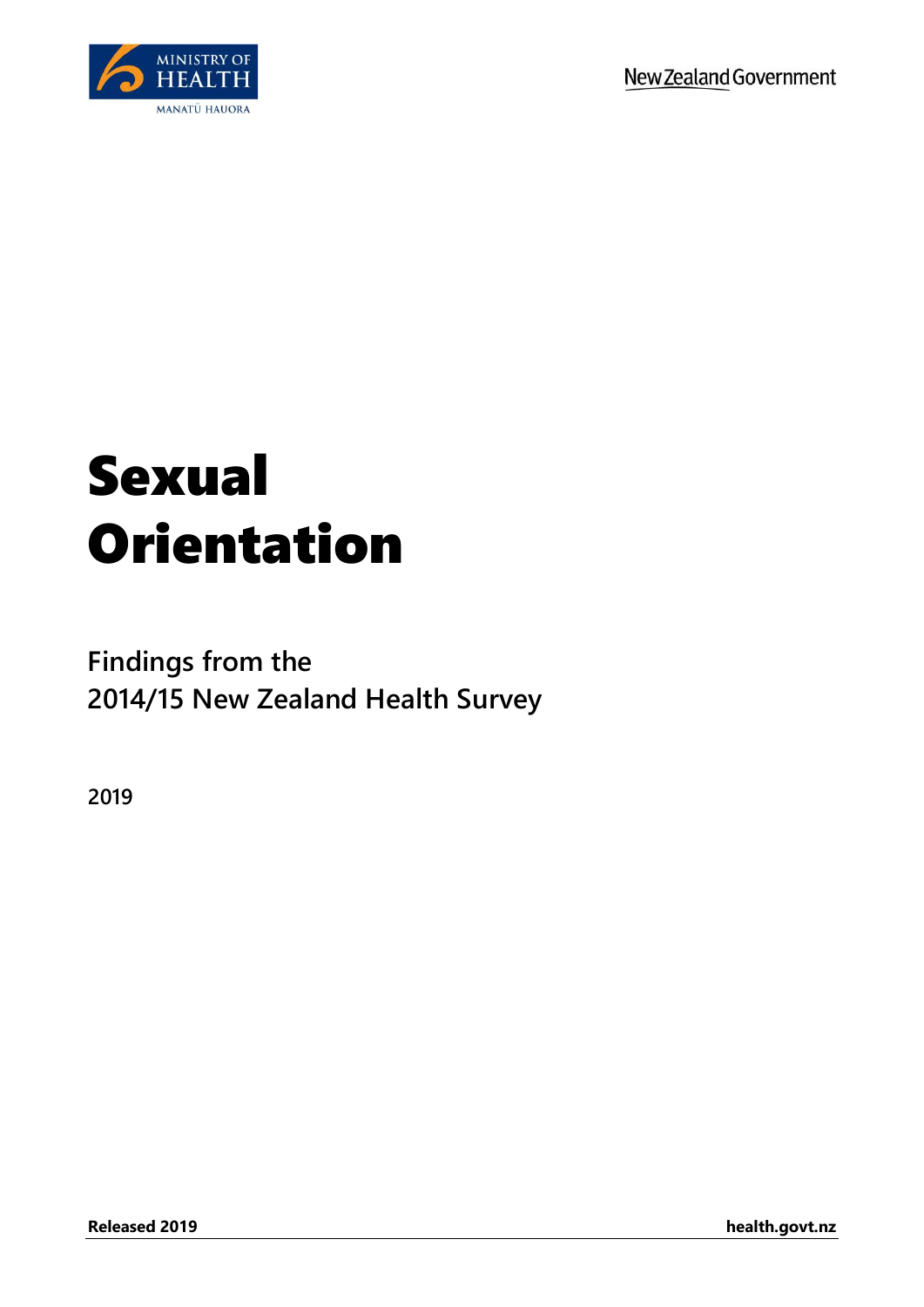MINISTRY OF HEALTH

MANATŪ HAUORA

New Zealand Government

# Sexual Orientation

Findings from the
2014/15 New Zealand Health Survey

2019

**Released 2019** **health.govt.nz**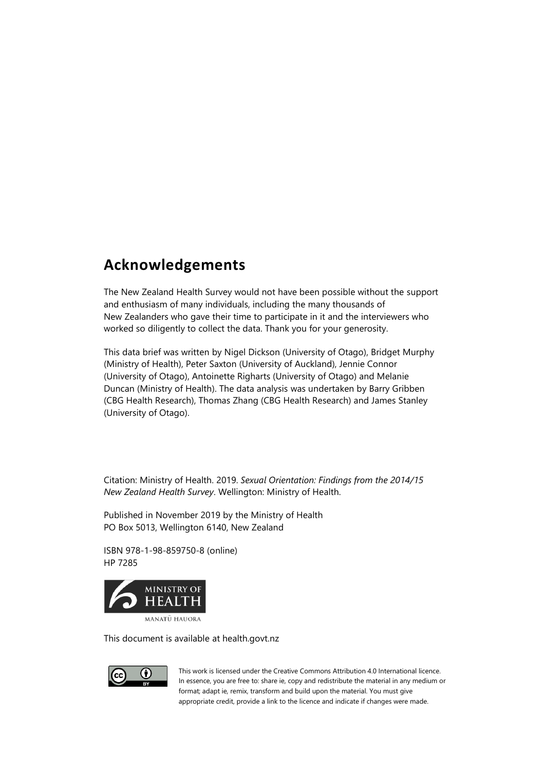## Acknowledgements

The New Zealand Health Survey would not have been possible without the support and enthusiasm of many individuals, including the many thousands of New Zealanders who gave their time to participate in it and the interviewers who worked so diligently to collect the data. Thank you for your generosity.

This data brief was written by Nigel Dickson (University of Otago), Bridget Murphy (Ministry of Health), Peter Saxton (University of Auckland), Jennie Connor (University of Otago), Antoinette Righarts (University of Otago) and Melanie Duncan (Ministry of Health). The data analysis was undertaken by Barry Gribben (CBG Health Research), Thomas Zhang (CBG Health Research) and James Stanley (University of Otago).

Citation: Ministry of Health. 2019. *Sexual Orientation: Findings from the 2014/15 New Zealand Health Survey*. Wellington: Ministry of Health.

Published in November 2019 by the Ministry of Health
PO Box 5013, Wellington 6140, New Zealand

ISBN 978-1-98-859750-8 (online)
HP 7285

MINISTRY OF HEALTH
MANATŪ HAUORA

This document is available at health.govt.nz

This work is licensed under the Creative Commons Attribution 4.0 International licence. In essence, you are free to: share ie, copy and redistribute the material in any medium or format; adapt ie, remix, transform and build upon the material. You must give appropriate credit, provide a link to the licence and indicate if changes were made.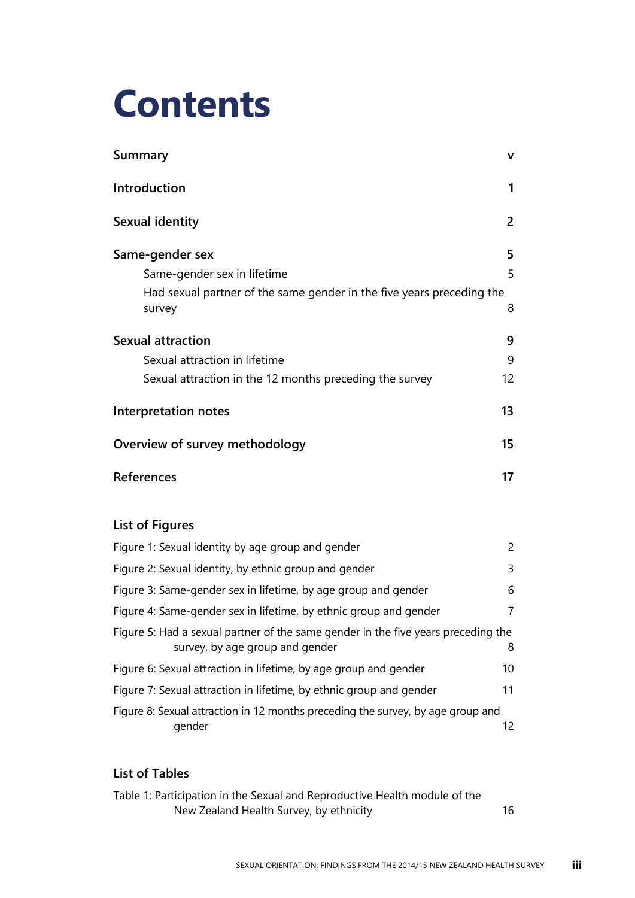# Contents

| | |
|---|---|
| **Summary** | **v** |
| **Introduction** | **1** |
| **Sexual identity** | **2** |
| **Same-gender sex** | **5** |
| Same-gender sex in lifetime | 5 |
| Had sexual partner of the same gender in the five years preceding the survey | 8 |
| **Sexual attraction** | **9** |
| Sexual attraction in lifetime | 9 |
| Sexual attraction in the 12 months preceding the survey | 12 |
| **Interpretation notes** | **13** |
| **Overview of survey methodology** | **15** |
| **References** | **17** |

## List of Figures

| | |
|---|---|
| Figure 1: Sexual identity by age group and gender | 2 |
| Figure 2: Sexual identity, by ethnic group and gender | 3 |
| Figure 3: Same-gender sex in lifetime, by age group and gender | 6 |
| Figure 4: Same-gender sex in lifetime, by ethnic group and gender | 7 |
| Figure 5: Had a sexual partner of the same gender in the five years preceding the survey, by age group and gender | 8 |
| Figure 6: Sexual attraction in lifetime, by age group and gender | 10 |
| Figure 7: Sexual attraction in lifetime, by ethnic group and gender | 11 |
| Figure 8: Sexual attraction in 12 months preceding the survey, by age group and gender | 12 |

## List of Tables

| | |
|---|---|
| Table 1: Participation in the Sexual and Reproductive Health module of the New Zealand Health Survey, by ethnicity | 16 |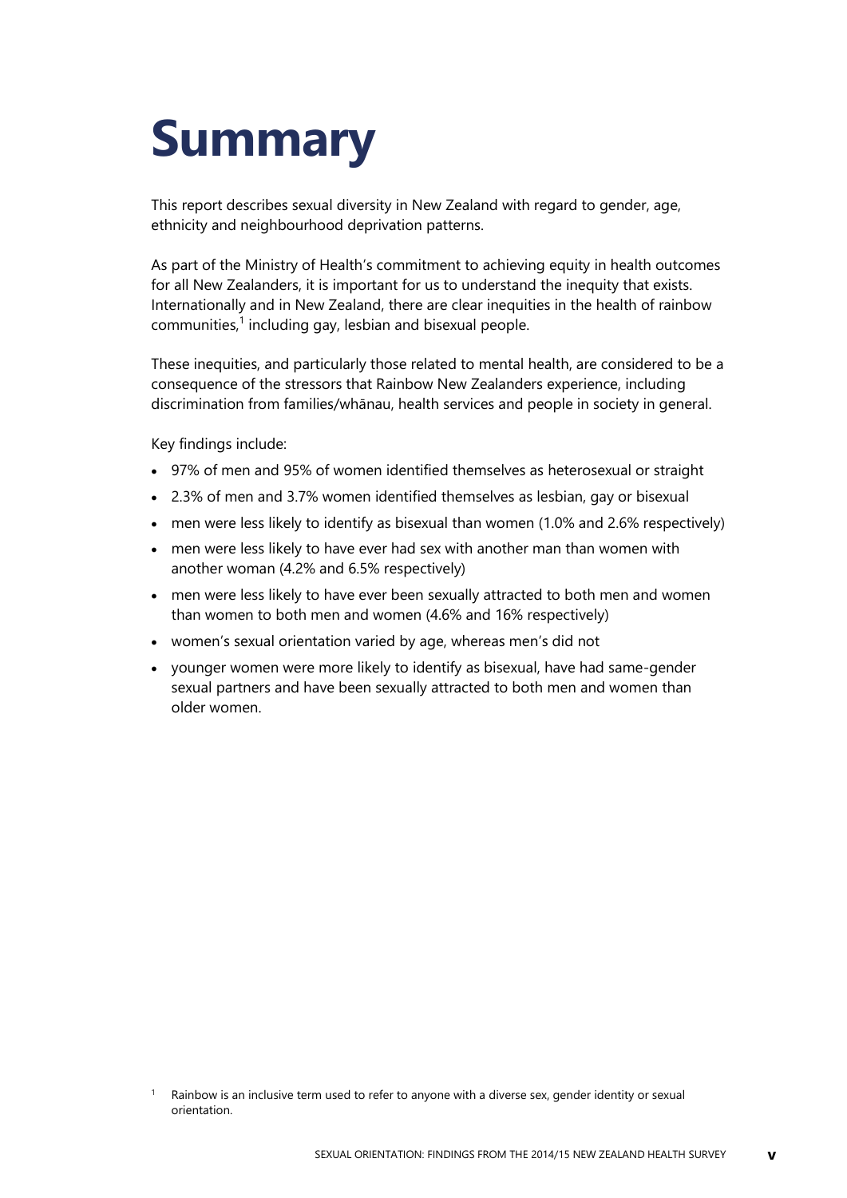# Summary

This report describes sexual diversity in New Zealand with regard to gender, age, ethnicity and neighbourhood deprivation patterns.

As part of the Ministry of Health's commitment to achieving equity in health outcomes for all New Zealanders, it is important for us to understand the inequity that exists. Internationally and in New Zealand, there are clear inequities in the health of rainbow communities,[1] including gay, lesbian and bisexual people.

These inequities, and particularly those related to mental health, are considered to be a consequence of the stressors that Rainbow New Zealanders experience, including discrimination from families/whānau, health services and people in society in general.

Key findings include:

- 97% of men and 95% of women identified themselves as heterosexual or straight
- 2.3% of men and 3.7% women identified themselves as lesbian, gay or bisexual
- men were less likely to identify as bisexual than women (1.0% and 2.6% respectively)
- men were less likely to have ever had sex with another man than women with another woman (4.2% and 6.5% respectively)
- men were less likely to have ever been sexually attracted to both men and women than women to both men and women (4.6% and 16% respectively)
- women's sexual orientation varied by age, whereas men's did not
- younger women were more likely to identify as bisexual, have had same-gender sexual partners and have been sexually attracted to both men and women than older women.

[1] Rainbow is an inclusive term used to refer to anyone with a diverse sex, gender identity or sexual orientation.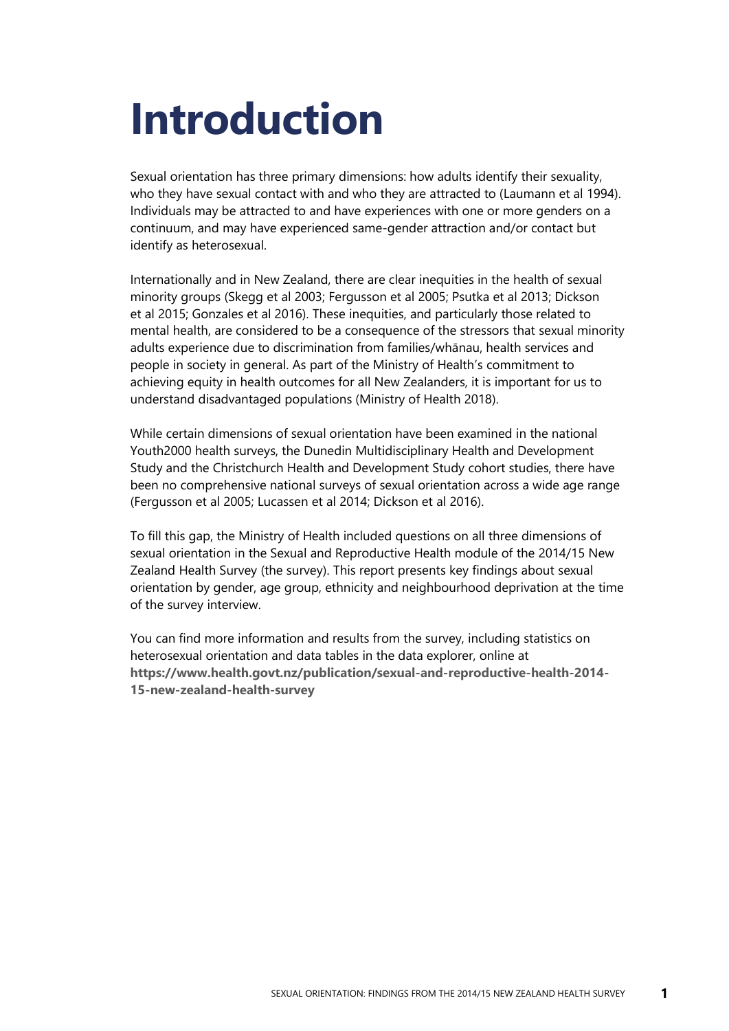# Introduction

Sexual orientation has three primary dimensions: how adults identify their sexuality, who they have sexual contact with and who they are attracted to (Laumann et al 1994). Individuals may be attracted to and have experiences with one or more genders on a continuum, and may have experienced same-gender attraction and/or contact but identify as heterosexual.

Internationally and in New Zealand, there are clear inequities in the health of sexual minority groups (Skegg et al 2003; Fergusson et al 2005; Psutka et al 2013; Dickson et al 2015; Gonzales et al 2016). These inequities, and particularly those related to mental health, are considered to be a consequence of the stressors that sexual minority adults experience due to discrimination from families/whānau, health services and people in society in general. As part of the Ministry of Health's commitment to achieving equity in health outcomes for all New Zealanders, it is important for us to understand disadvantaged populations (Ministry of Health 2018).

While certain dimensions of sexual orientation have been examined in the national Youth2000 health surveys, the Dunedin Multidisciplinary Health and Development Study and the Christchurch Health and Development Study cohort studies, there have been no comprehensive national surveys of sexual orientation across a wide age range (Fergusson et al 2005; Lucassen et al 2014; Dickson et al 2016).

To fill this gap, the Ministry of Health included questions on all three dimensions of sexual orientation in the Sexual and Reproductive Health module of the 2014/15 New Zealand Health Survey (the survey). This report presents key findings about sexual orientation by gender, age group, ethnicity and neighbourhood deprivation at the time of the survey interview.

You can find more information and results from the survey, including statistics on heterosexual orientation and data tables in the data explorer, online at **https://www.health.govt.nz/publication/sexual-and-reproductive-health-2014-15-new-zealand-health-survey**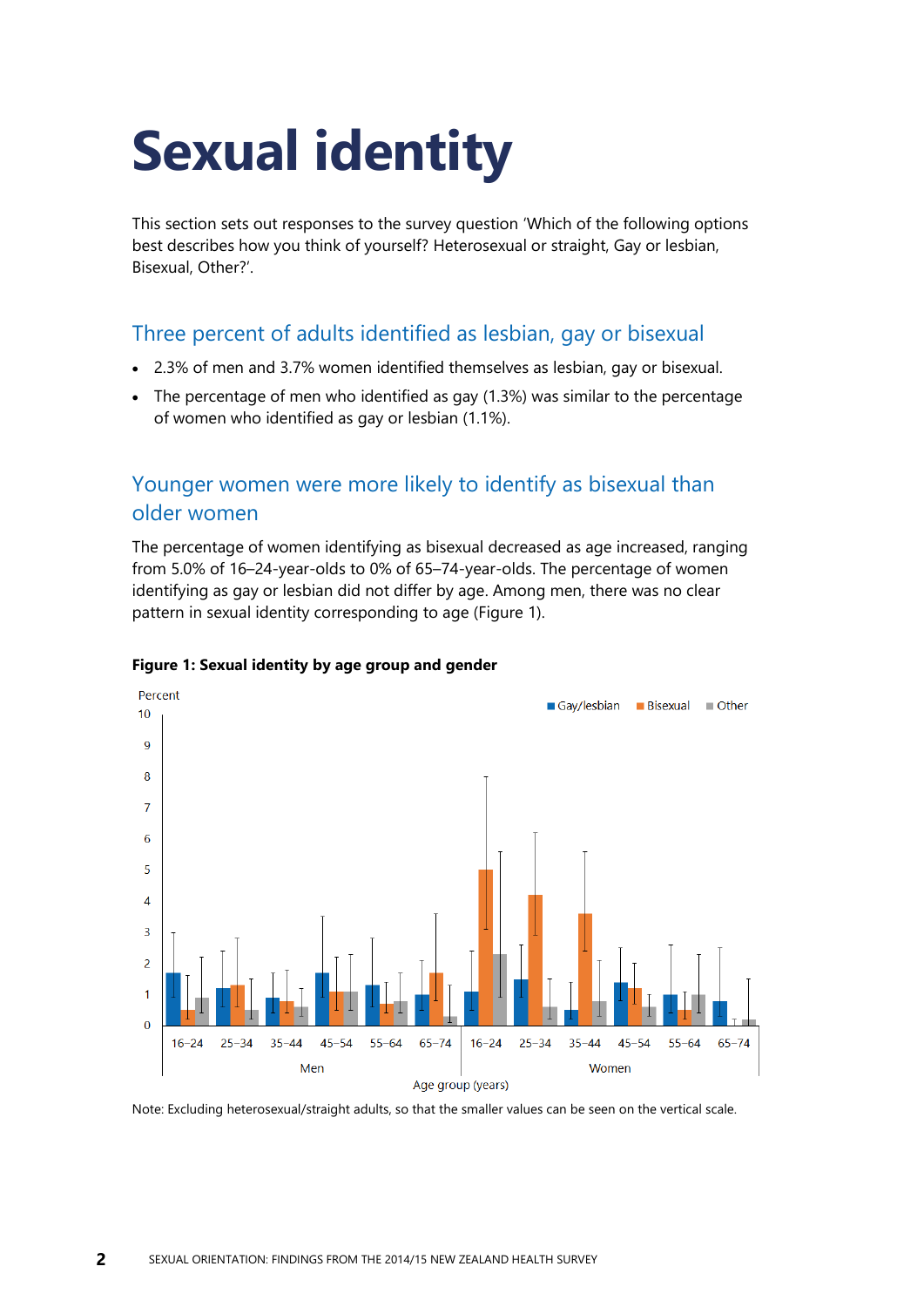# Sexual identity

This section sets out responses to the survey question 'Which of the following options best describes how you think of yourself? Heterosexual or straight, Gay or lesbian, Bisexual, Other?'.

## Three percent of adults identified as lesbian, gay or bisexual

- 2.3% of men and 3.7% women identified themselves as lesbian, gay or bisexual.
- The percentage of men who identified as gay (1.3%) was similar to the percentage of women who identified as gay or lesbian (1.1%).

## Younger women were more likely to identify as bisexual than older women

The percentage of women identifying as bisexual decreased as age increased, ranging from 5.0% of 16–24-year-olds to 0% of 65–74-year-olds. The percentage of women identifying as gay or lesbian did not differ by age. Among men, there was no clear pattern in sexual identity corresponding to age (Figure 1).

**Figure 1: Sexual identity by age group and gender**

Note: Excluding heterosexual/straight adults, so that the smaller values can be seen on the vertical scale.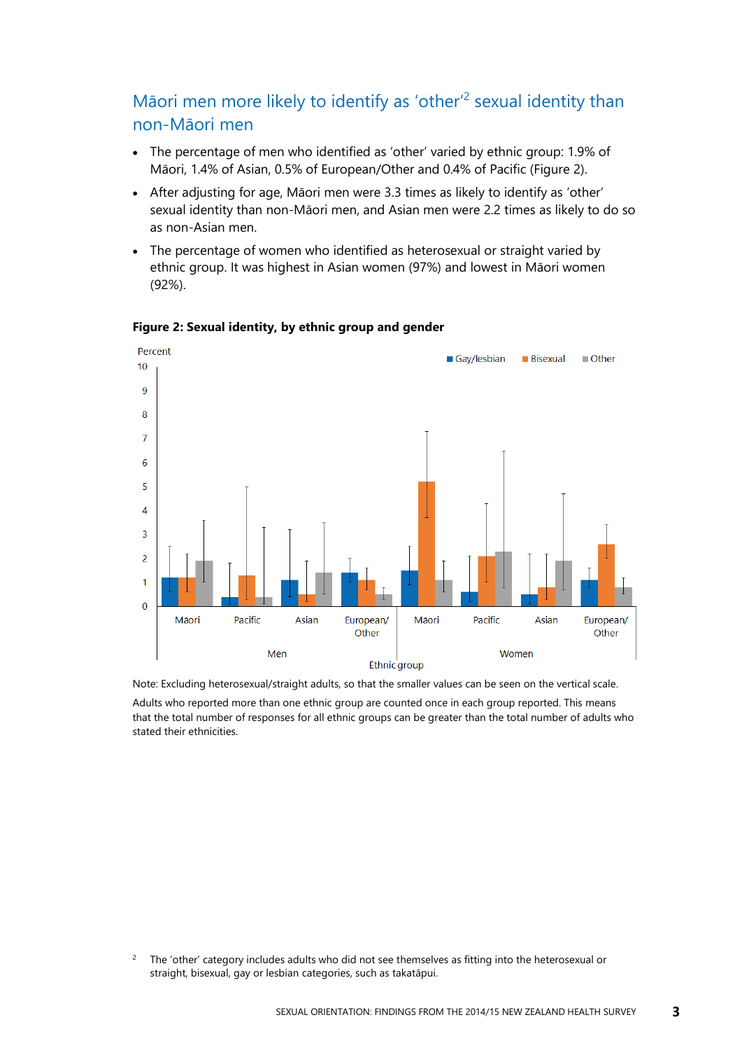## Māori men more likely to identify as 'other'[2] sexual identity than non-Māori men

- The percentage of men who identified as 'other' varied by ethnic group: 1.9% of Māori, 1.4% of Asian, 0.5% of European/Other and 0.4% of Pacific (Figure 2).
- After adjusting for age, Māori men were 3.3 times as likely to identify as 'other' sexual identity than non-Māori men, and Asian men were 2.2 times as likely to do so as non-Asian men.
- The percentage of women who identified as heterosexual or straight varied by ethnic group. It was highest in Asian women (97%) and lowest in Māori women (92%).

**Figure 2: Sexual identity, by ethnic group and gender**

Note: Excluding heterosexual/straight adults, so that the smaller values can be seen on the vertical scale.

Adults who reported more than one ethnic group are counted once in each group reported. This means that the total number of responses for all ethnic groups can be greater than the total number of adults who stated their ethnicities.

[2] The 'other' category includes adults who did not see themselves as fitting into the heterosexual or straight, bisexual, gay or lesbian categories, such as takatāpui.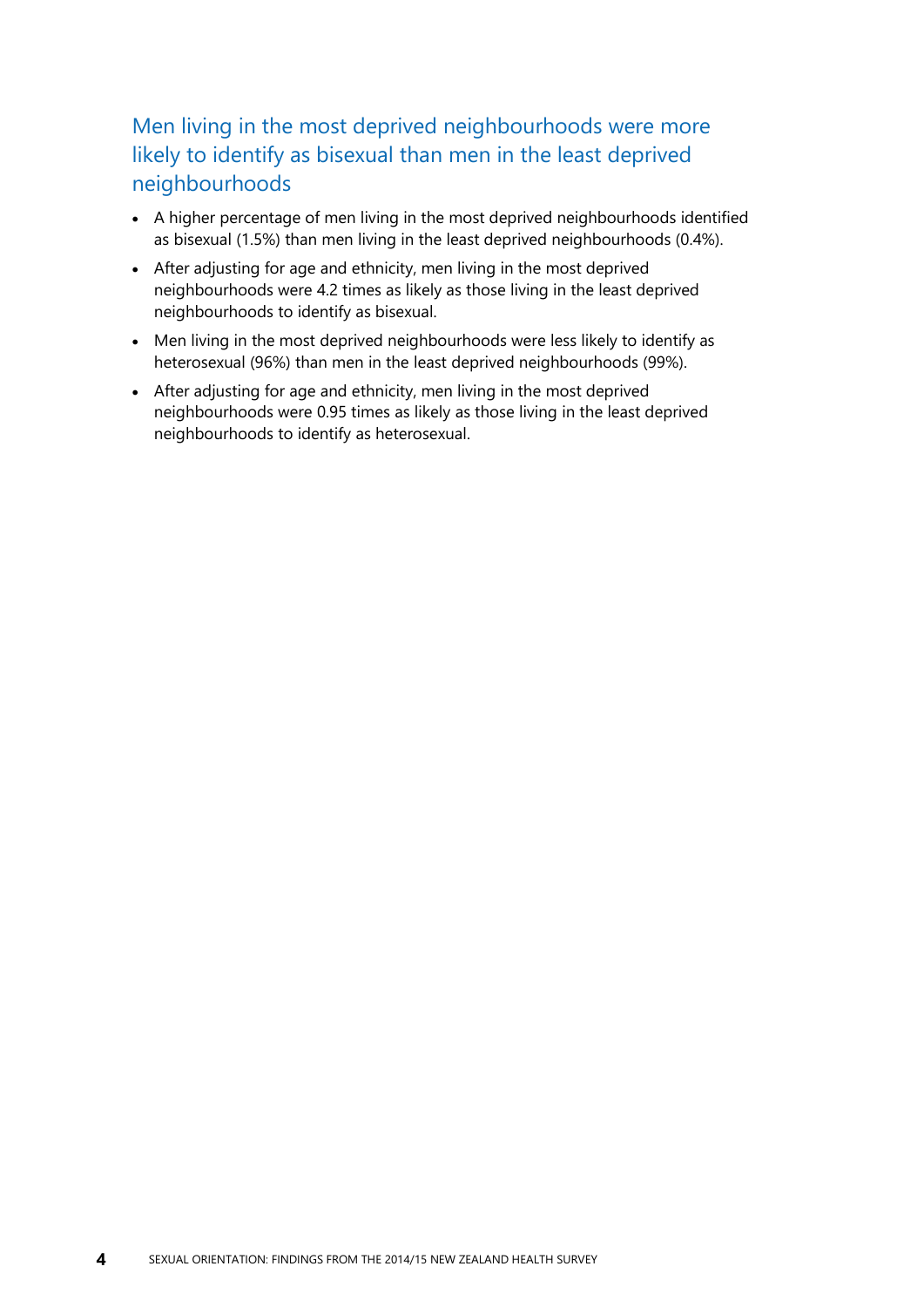## Men living in the most deprived neighbourhoods were more likely to identify as bisexual than men in the least deprived neighbourhoods

- A higher percentage of men living in the most deprived neighbourhoods identified as bisexual (1.5%) than men living in the least deprived neighbourhoods (0.4%).
- After adjusting for age and ethnicity, men living in the most deprived neighbourhoods were 4.2 times as likely as those living in the least deprived neighbourhoods to identify as bisexual.
- Men living in the most deprived neighbourhoods were less likely to identify as heterosexual (96%) than men in the least deprived neighbourhoods (99%).
- After adjusting for age and ethnicity, men living in the most deprived neighbourhoods were 0.95 times as likely as those living in the least deprived neighbourhoods to identify as heterosexual.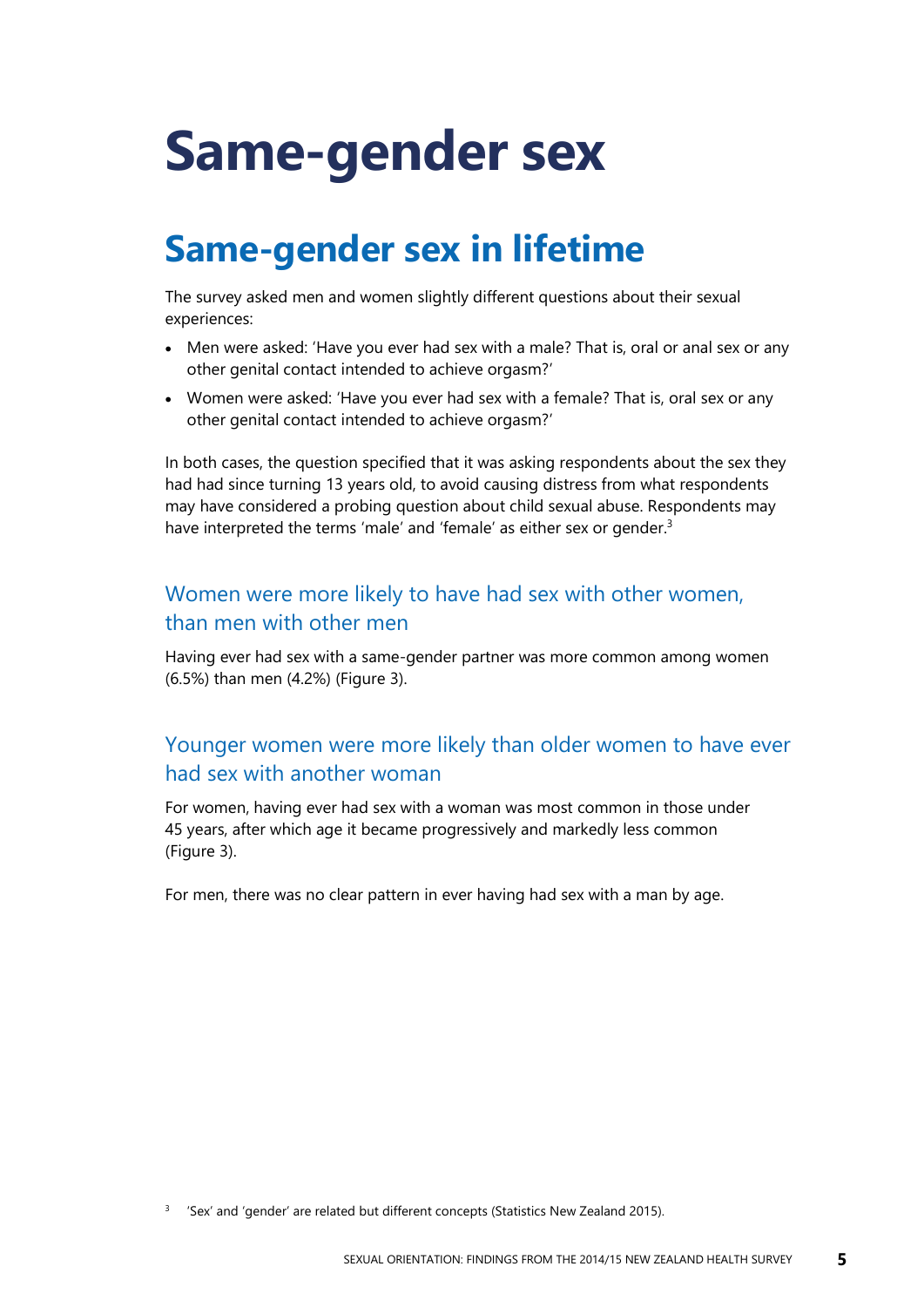# Same-gender sex

## Same-gender sex in lifetime

The survey asked men and women slightly different questions about their sexual experiences:

- Men were asked: 'Have you ever had sex with a male? That is, oral or anal sex or any other genital contact intended to achieve orgasm?'
- Women were asked: 'Have you ever had sex with a female? That is, oral sex or any other genital contact intended to achieve orgasm?'

In both cases, the question specified that it was asking respondents about the sex they had had since turning 13 years old, to avoid causing distress from what respondents may have considered a probing question about child sexual abuse. Respondents may have interpreted the terms 'male' and 'female' as either sex or gender.[3]

### Women were more likely to have had sex with other women, than men with other men

Having ever had sex with a same-gender partner was more common among women (6.5%) than men (4.2%) (Figure 3).

### Younger women were more likely than older women to have ever had sex with another woman

For women, having ever had sex with a woman was most common in those under 45 years, after which age it became progressively and markedly less common (Figure 3).

For men, there was no clear pattern in ever having had sex with a man by age.

[3] 'Sex' and 'gender' are related but different concepts (Statistics New Zealand 2015).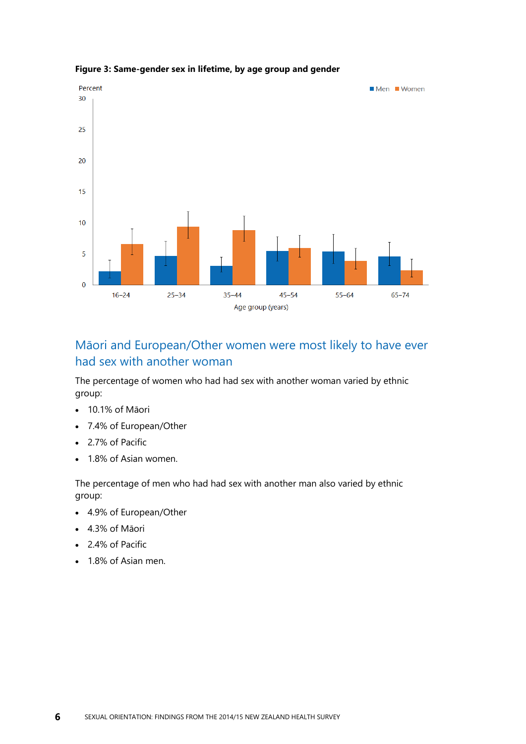**Figure 3: Same-gender sex in lifetime, by age group and gender**

## Māori and European/Other women were most likely to have ever had sex with another woman

The percentage of women who had had sex with another woman varied by ethnic group:

- 10.1% of Māori
- 7.4% of European/Other
- 2.7% of Pacific
- 1.8% of Asian women.

The percentage of men who had had sex with another man also varied by ethnic group:

- 4.9% of European/Other
- 4.3% of Māori
- 2.4% of Pacific
- 1.8% of Asian men.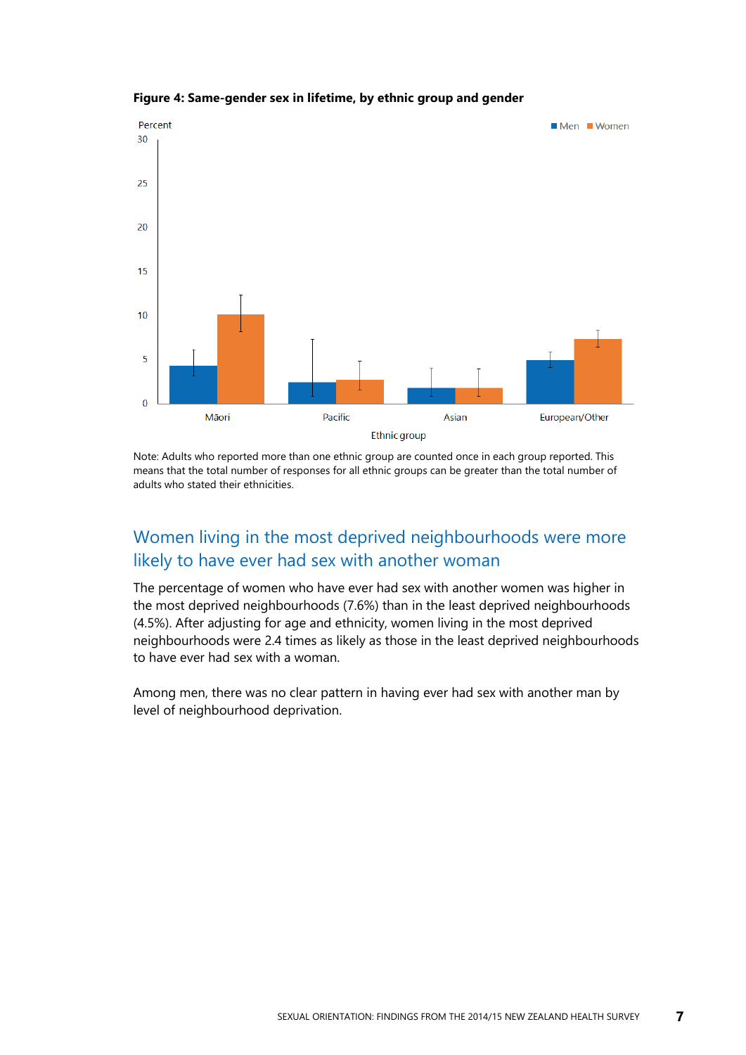**Figure 4: Same-gender sex in lifetime, by ethnic group and gender**

Note: Adults who reported more than one ethnic group are counted once in each group reported. This means that the total number of responses for all ethnic groups can be greater than the total number of adults who stated their ethnicities.

## Women living in the most deprived neighbourhoods were more likely to have ever had sex with another woman

The percentage of women who have ever had sex with another women was higher in the most deprived neighbourhoods (7.6%) than in the least deprived neighbourhoods (4.5%). After adjusting for age and ethnicity, women living in the most deprived neighbourhoods were 2.4 times as likely as those in the least deprived neighbourhoods to have ever had sex with a woman.

Among men, there was no clear pattern in having ever had sex with another man by level of neighbourhood deprivation.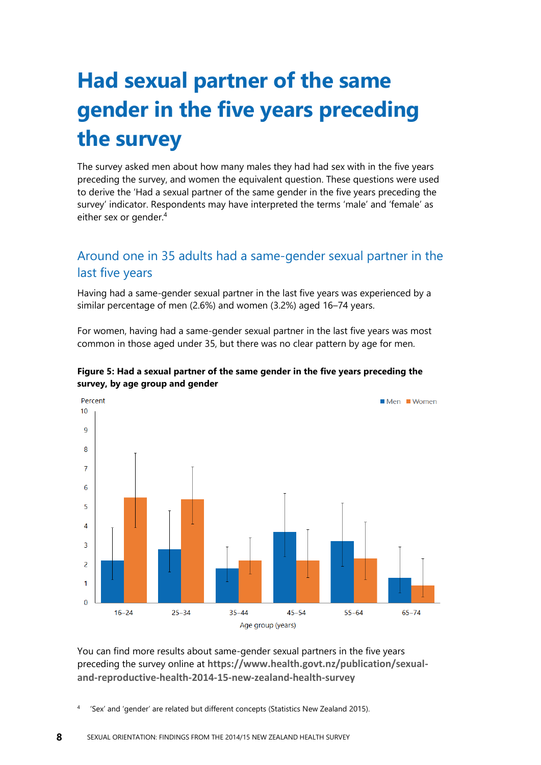# Had sexual partner of the same gender in the five years preceding the survey

The survey asked men about how many males they had had sex with in the five years preceding the survey, and women the equivalent question. These questions were used to derive the 'Had a sexual partner of the same gender in the five years preceding the survey' indicator. Respondents may have interpreted the terms 'male' and 'female' as either sex or gender.[4]

## Around one in 35 adults had a same-gender sexual partner in the last five years

Having had a same-gender sexual partner in the last five years was experienced by a similar percentage of men (2.6%) and women (3.2%) aged 16–74 years.

For women, having had a same-gender sexual partner in the last five years was most common in those aged under 35, but there was no clear pattern by age for men.

**Figure 5: Had a sexual partner of the same gender in the five years preceding the survey, by age group and gender**

You can find more results about same-gender sexual partners in the five years preceding the survey online at **https://www.health.govt.nz/publication/sexual-and-reproductive-health-2014-15-new-zealand-health-survey**

[4] 'Sex' and 'gender' are related but different concepts (Statistics New Zealand 2015).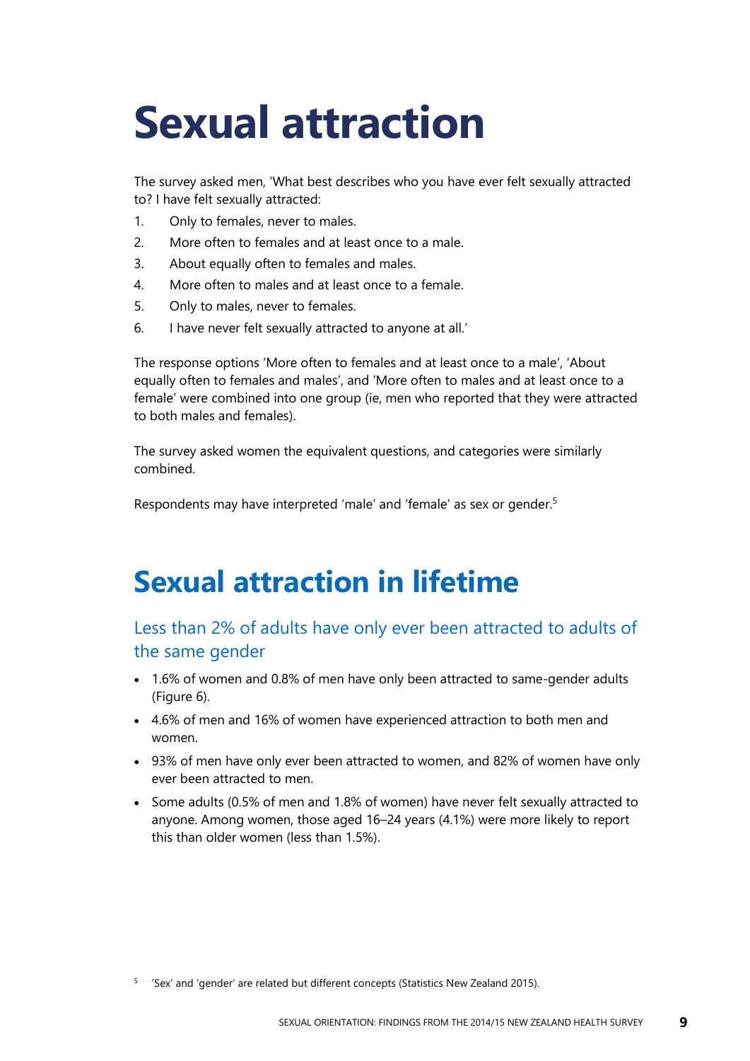# Sexual attraction

The survey asked men, 'What best describes who you have ever felt sexually attracted to? I have felt sexually attracted:

1. Only to females, never to males.
2. More often to females and at least once to a male.
3. About equally often to females and males.
4. More often to males and at least once to a female.
5. Only to males, never to females.
6. I have never felt sexually attracted to anyone at all.'

The response options 'More often to females and at least once to a male', 'About equally often to females and males', and 'More often to males and at least once to a female' were combined into one group (ie, men who reported that they were attracted to both males and females).

The survey asked women the equivalent questions, and categories were similarly combined.

Respondents may have interpreted 'male' and 'female' as sex or gender.[5]

## Sexual attraction in lifetime

### Less than 2% of adults have only ever been attracted to adults of the same gender

- 1.6% of women and 0.8% of men have only been attracted to same-gender adults (Figure 6).
- 4.6% of men and 16% of women have experienced attraction to both men and women.
- 93% of men have only ever been attracted to women, and 82% of women have only ever been attracted to men.
- Some adults (0.5% of men and 1.8% of women) have never felt sexually attracted to anyone. Among women, those aged 16–24 years (4.1%) were more likely to report this than older women (less than 1.5%).

[5] 'Sex' and 'gender' are related but different concepts (Statistics New Zealand 2015).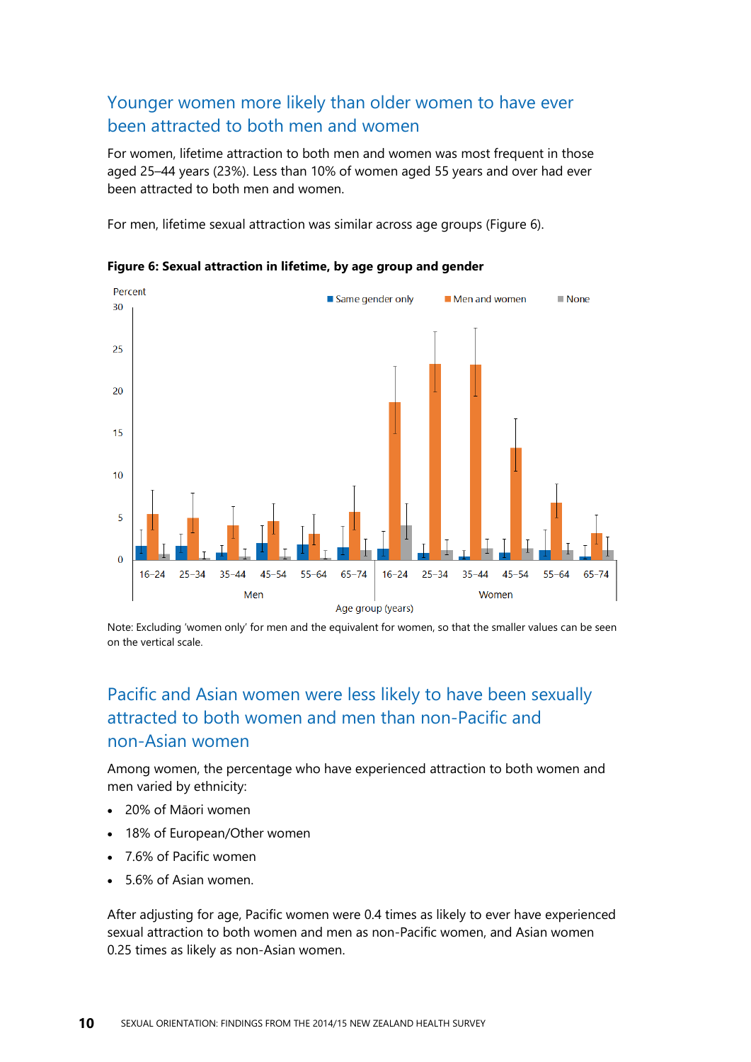## Younger women more likely than older women to have ever been attracted to both men and women

For women, lifetime attraction to both men and women was most frequent in those aged 25–44 years (23%). Less than 10% of women aged 55 years and over had ever been attracted to both men and women.

For men, lifetime sexual attraction was similar across age groups (Figure 6).

**Figure 6: Sexual attraction in lifetime, by age group and gender**

Note: Excluding 'women only' for men and the equivalent for women, so that the smaller values can be seen on the vertical scale.

## Pacific and Asian women were less likely to have been sexually attracted to both women and men than non-Pacific and non-Asian women

Among women, the percentage who have experienced attraction to both women and men varied by ethnicity:

- 20% of Māori women
- 18% of European/Other women
- 7.6% of Pacific women
- 5.6% of Asian women.

After adjusting for age, Pacific women were 0.4 times as likely to ever have experienced sexual attraction to both women and men as non-Pacific women, and Asian women 0.25 times as likely as non-Asian women.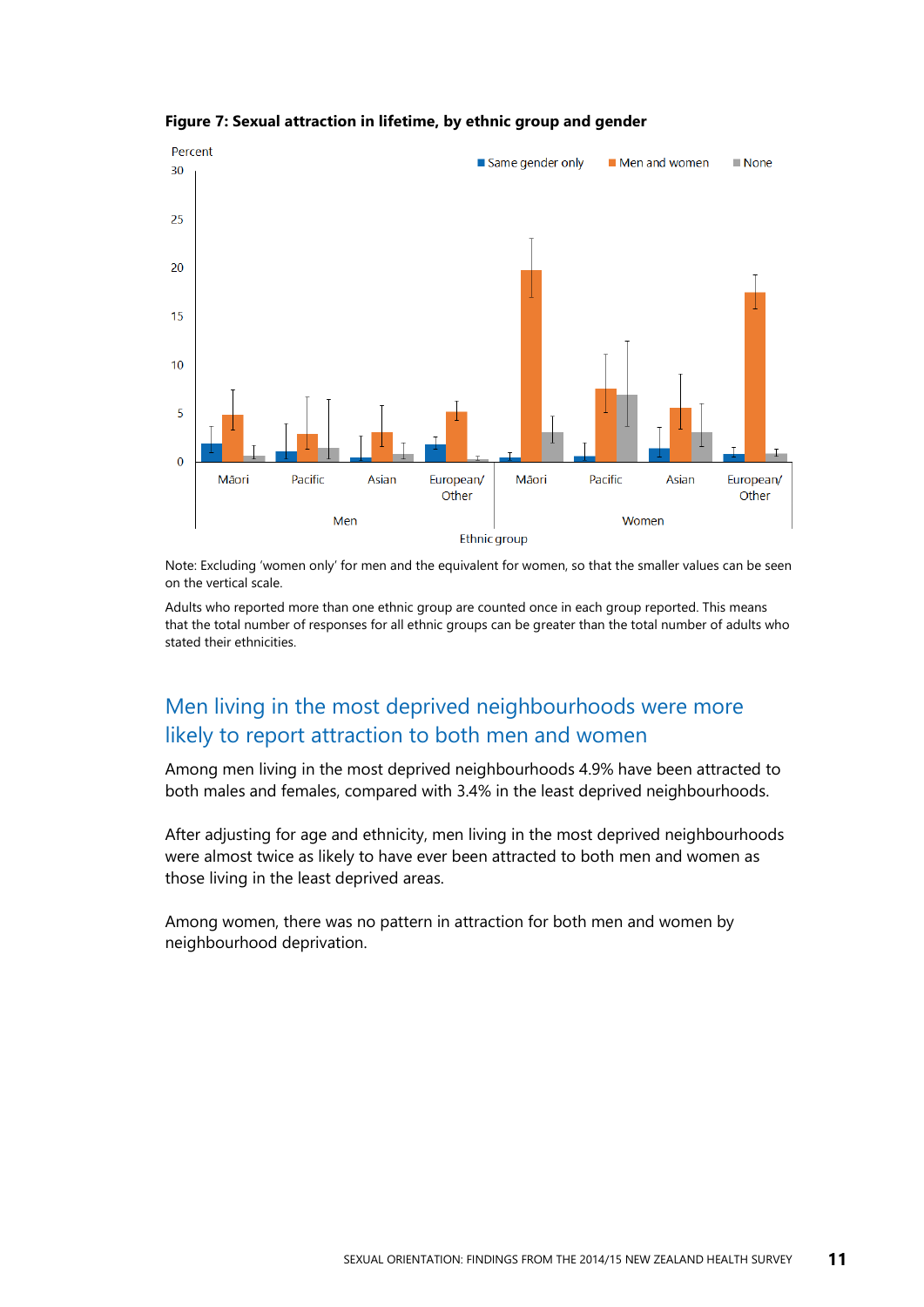**Figure 7: Sexual attraction in lifetime, by ethnic group and gender**

Note: Excluding 'women only' for men and the equivalent for women, so that the smaller values can be seen on the vertical scale.

Adults who reported more than one ethnic group are counted once in each group reported. This means that the total number of responses for all ethnic groups can be greater than the total number of adults who stated their ethnicities.

## Men living in the most deprived neighbourhoods were more likely to report attraction to both men and women

Among men living in the most deprived neighbourhoods 4.9% have been attracted to both males and females, compared with 3.4% in the least deprived neighbourhoods.

After adjusting for age and ethnicity, men living in the most deprived neighbourhoods were almost twice as likely to have ever been attracted to both men and women as those living in the least deprived areas.

Among women, there was no pattern in attraction for both men and women by neighbourhood deprivation.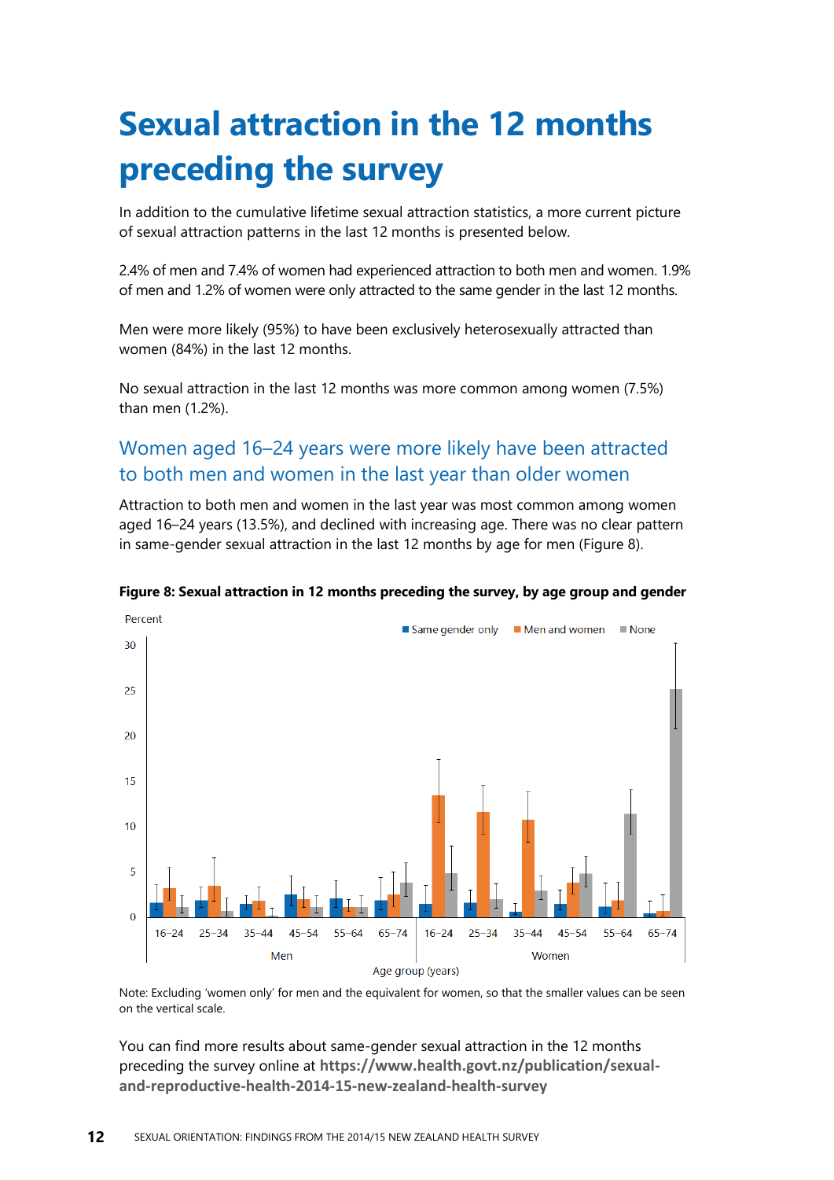# Sexual attraction in the 12 months preceding the survey

In addition to the cumulative lifetime sexual attraction statistics, a more current picture of sexual attraction patterns in the last 12 months is presented below.

2.4% of men and 7.4% of women had experienced attraction to both men and women. 1.9% of men and 1.2% of women were only attracted to the same gender in the last 12 months.

Men were more likely (95%) to have been exclusively heterosexually attracted than women (84%) in the last 12 months.

No sexual attraction in the last 12 months was more common among women (7.5%) than men (1.2%).

## Women aged 16–24 years were more likely have been attracted to both men and women in the last year than older women

Attraction to both men and women in the last year was most common among women aged 16–24 years (13.5%), and declined with increasing age. There was no clear pattern in same-gender sexual attraction in the last 12 months by age for men (Figure 8).

**Figure 8: Sexual attraction in 12 months preceding the survey, by age group and gender**

Note: Excluding 'women only' for men and the equivalent for women, so that the smaller values can be seen on the vertical scale.

You can find more results about same-gender sexual attraction in the 12 months preceding the survey online at **https://www.health.govt.nz/publication/sexual-and-reproductive-health-2014-15-new-zealand-health-survey**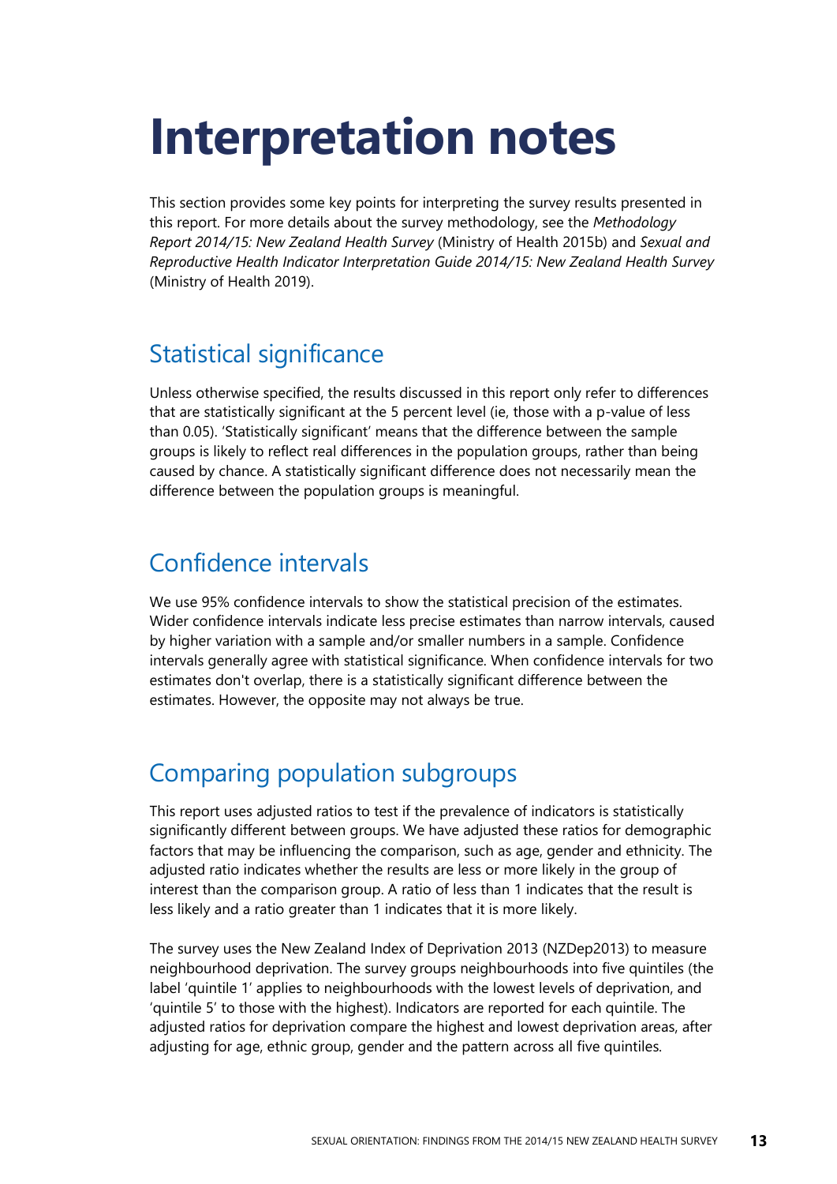# Interpretation notes

This section provides some key points for interpreting the survey results presented in this report. For more details about the survey methodology, see the *Methodology Report 2014/15: New Zealand Health Survey* (Ministry of Health 2015b) and *Sexual and Reproductive Health Indicator Interpretation Guide 2014/15: New Zealand Health Survey* (Ministry of Health 2019).

## Statistical significance

Unless otherwise specified, the results discussed in this report only refer to differences that are statistically significant at the 5 percent level (ie, those with a p-value of less than 0.05). 'Statistically significant' means that the difference between the sample groups is likely to reflect real differences in the population groups, rather than being caused by chance. A statistically significant difference does not necessarily mean the difference between the population groups is meaningful.

## Confidence intervals

We use 95% confidence intervals to show the statistical precision of the estimates. Wider confidence intervals indicate less precise estimates than narrow intervals, caused by higher variation with a sample and/or smaller numbers in a sample. Confidence intervals generally agree with statistical significance. When confidence intervals for two estimates don't overlap, there is a statistically significant difference between the estimates. However, the opposite may not always be true.

## Comparing population subgroups

This report uses adjusted ratios to test if the prevalence of indicators is statistically significantly different between groups. We have adjusted these ratios for demographic factors that may be influencing the comparison, such as age, gender and ethnicity. The adjusted ratio indicates whether the results are less or more likely in the group of interest than the comparison group. A ratio of less than 1 indicates that the result is less likely and a ratio greater than 1 indicates that it is more likely.

The survey uses the New Zealand Index of Deprivation 2013 (NZDep2013) to measure neighbourhood deprivation. The survey groups neighbourhoods into five quintiles (the label 'quintile 1' applies to neighbourhoods with the lowest levels of deprivation, and 'quintile 5' to those with the highest). Indicators are reported for each quintile. The adjusted ratios for deprivation compare the highest and lowest deprivation areas, after adjusting for age, ethnic group, gender and the pattern across all five quintiles.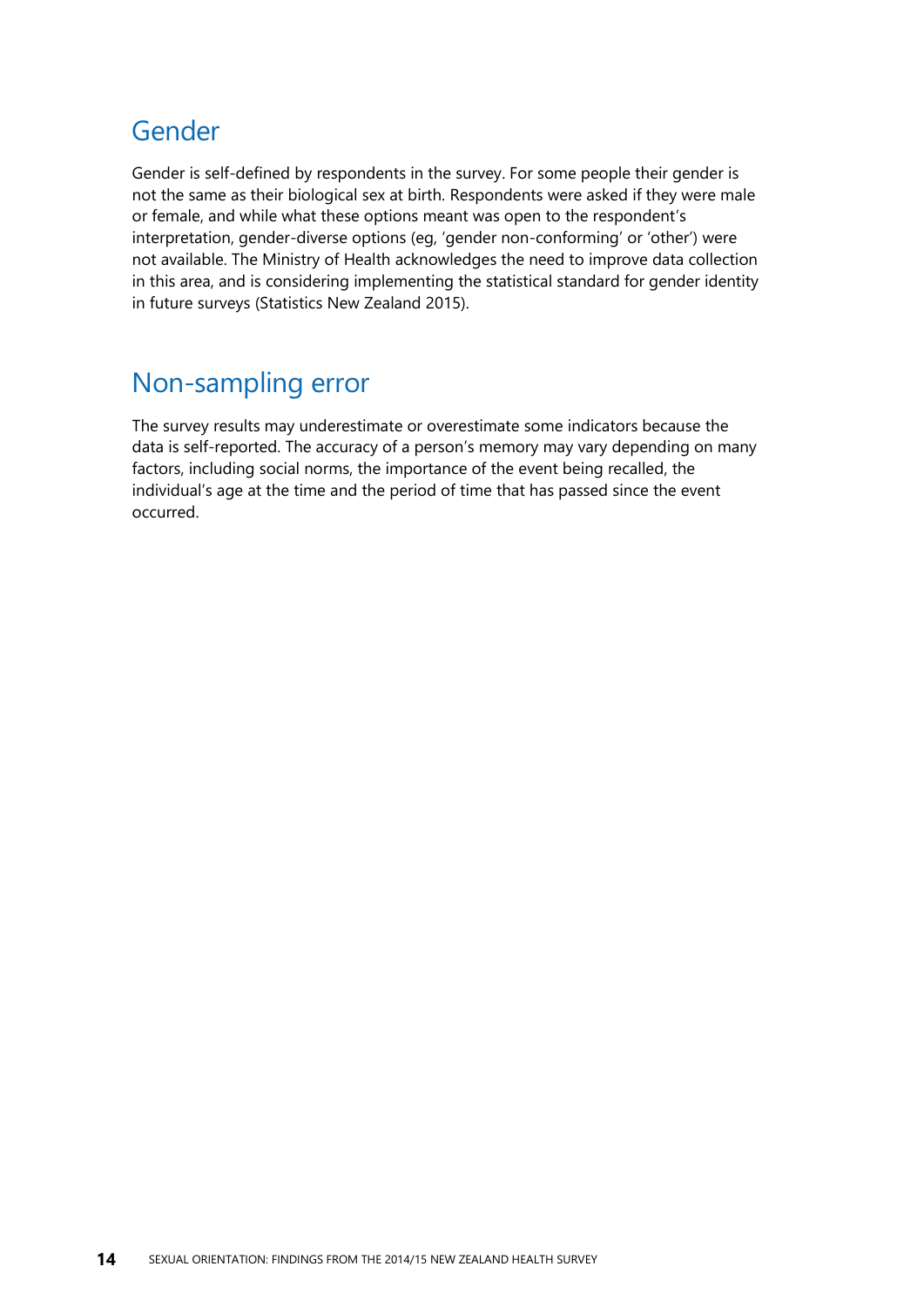## Gender

Gender is self-defined by respondents in the survey. For some people their gender is not the same as their biological sex at birth. Respondents were asked if they were male or female, and while what these options meant was open to the respondent's interpretation, gender-diverse options (eg, 'gender non-conforming' or 'other') were not available. The Ministry of Health acknowledges the need to improve data collection in this area, and is considering implementing the statistical standard for gender identity in future surveys (Statistics New Zealand 2015).

## Non-sampling error

The survey results may underestimate or overestimate some indicators because the data is self-reported. The accuracy of a person's memory may vary depending on many factors, including social norms, the importance of the event being recalled, the individual's age at the time and the period of time that has passed since the event occurred.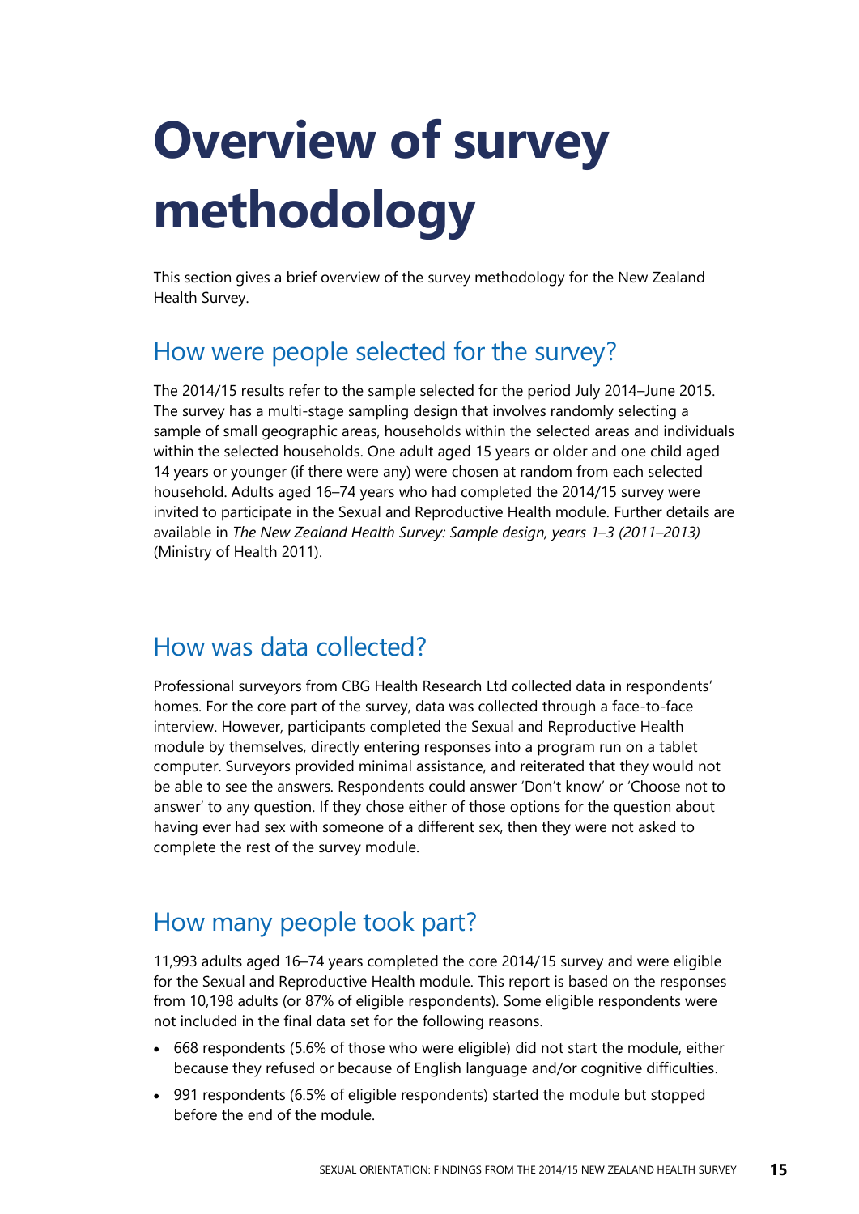# Overview of survey methodology

This section gives a brief overview of the survey methodology for the New Zealand Health Survey.

## How were people selected for the survey?

The 2014/15 results refer to the sample selected for the period July 2014–June 2015. The survey has a multi-stage sampling design that involves randomly selecting a sample of small geographic areas, households within the selected areas and individuals within the selected households. One adult aged 15 years or older and one child aged 14 years or younger (if there were any) were chosen at random from each selected household. Adults aged 16–74 years who had completed the 2014/15 survey were invited to participate in the Sexual and Reproductive Health module. Further details are available in *The New Zealand Health Survey: Sample design, years 1–3 (2011–2013)* (Ministry of Health 2011).

## How was data collected?

Professional surveyors from CBG Health Research Ltd collected data in respondents' homes. For the core part of the survey, data was collected through a face-to-face interview. However, participants completed the Sexual and Reproductive Health module by themselves, directly entering responses into a program run on a tablet computer. Surveyors provided minimal assistance, and reiterated that they would not be able to see the answers. Respondents could answer 'Don't know' or 'Choose not to answer' to any question. If they chose either of those options for the question about having ever had sex with someone of a different sex, then they were not asked to complete the rest of the survey module.

## How many people took part?

11,993 adults aged 16–74 years completed the core 2014/15 survey and were eligible for the Sexual and Reproductive Health module. This report is based on the responses from 10,198 adults (or 87% of eligible respondents). Some eligible respondents were not included in the final data set for the following reasons.

- 668 respondents (5.6% of those who were eligible) did not start the module, either because they refused or because of English language and/or cognitive difficulties.
- 991 respondents (6.5% of eligible respondents) started the module but stopped before the end of the module.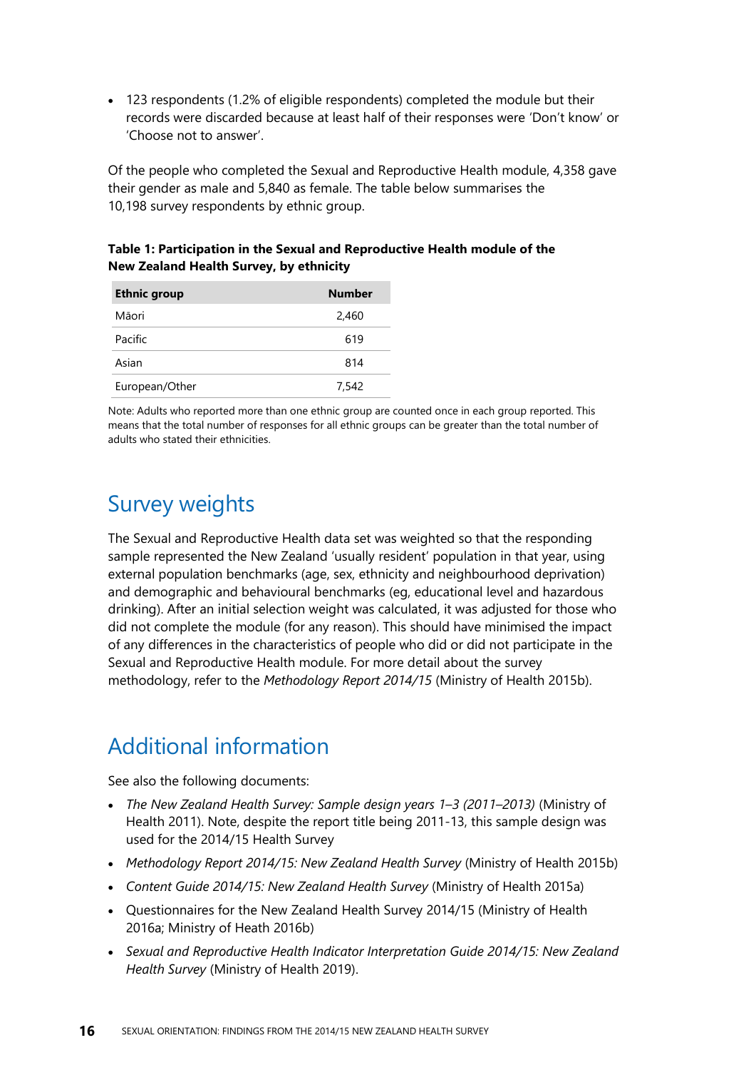- 123 respondents (1.2% of eligible respondents) completed the module but their records were discarded because at least half of their responses were 'Don't know' or 'Choose not to answer'.

Of the people who completed the Sexual and Reproductive Health module, 4,358 gave their gender as male and 5,840 as female. The table below summarises the 10,198 survey respondents by ethnic group.

**Table 1: Participation in the Sexual and Reproductive Health module of the New Zealand Health Survey, by ethnicity**

| Ethnic group | Number |
|---|---|
| Māori | 2,460 |
| Pacific | 619 |
| Asian | 814 |
| European/Other | 7,542 |

Note: Adults who reported more than one ethnic group are counted once in each group reported. This means that the total number of responses for all ethnic groups can be greater than the total number of adults who stated their ethnicities.

## Survey weights

The Sexual and Reproductive Health data set was weighted so that the responding sample represented the New Zealand 'usually resident' population in that year, using external population benchmarks (age, sex, ethnicity and neighbourhood deprivation) and demographic and behavioural benchmarks (eg, educational level and hazardous drinking). After an initial selection weight was calculated, it was adjusted for those who did not complete the module (for any reason). This should have minimised the impact of any differences in the characteristics of people who did or did not participate in the Sexual and Reproductive Health module. For more detail about the survey methodology, refer to the *Methodology Report 2014/15* (Ministry of Health 2015b).

## Additional information

See also the following documents:

- *The New Zealand Health Survey: Sample design years 1–3 (2011–2013)* (Ministry of Health 2011). Note, despite the report title being 2011-13, this sample design was used for the 2014/15 Health Survey
- *Methodology Report 2014/15: New Zealand Health Survey* (Ministry of Health 2015b)
- *Content Guide 2014/15: New Zealand Health Survey* (Ministry of Health 2015a)
- Questionnaires for the New Zealand Health Survey 2014/15 (Ministry of Health 2016a; Ministry of Heath 2016b)
- *Sexual and Reproductive Health Indicator Interpretation Guide 2014/15: New Zealand Health Survey* (Ministry of Health 2019).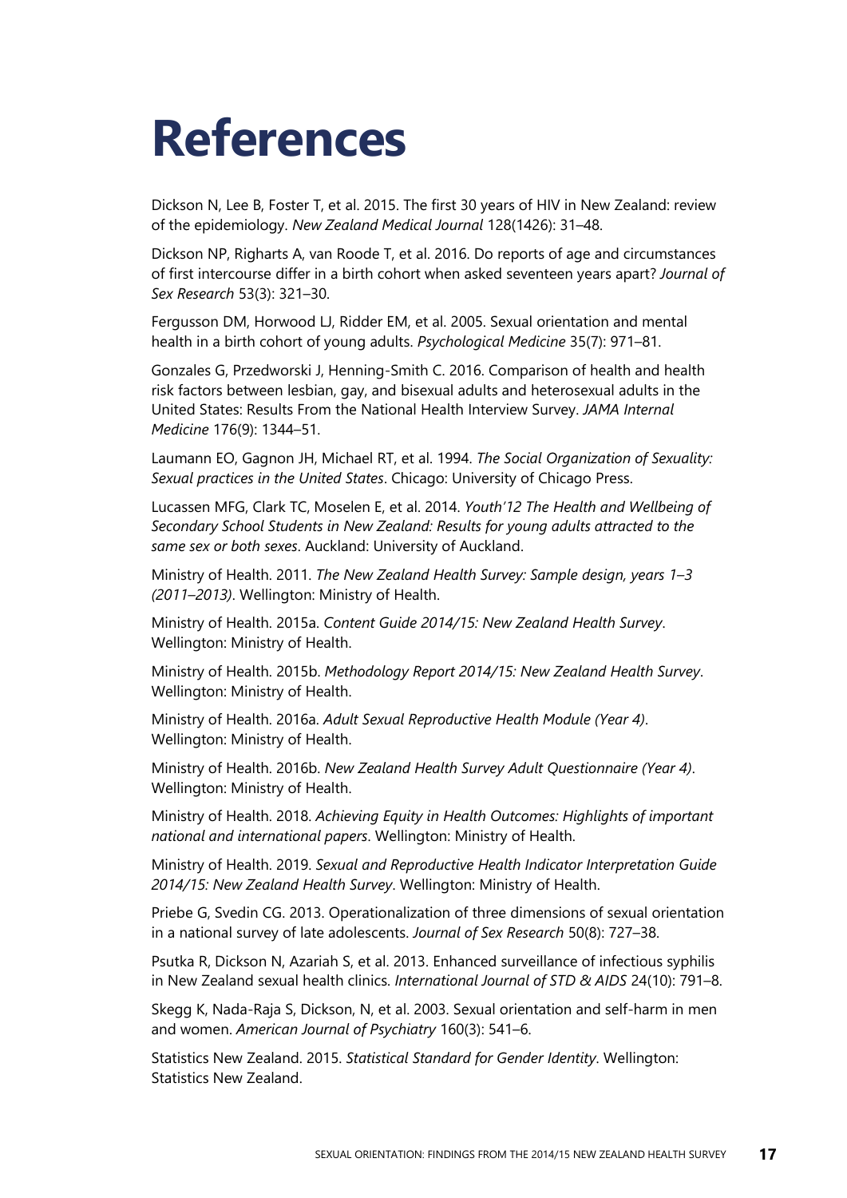# References

Dickson N, Lee B, Foster T, et al. 2015. The first 30 years of HIV in New Zealand: review of the epidemiology. *New Zealand Medical Journal* 128(1426): 31–48.

Dickson NP, Righarts A, van Roode T, et al. 2016. Do reports of age and circumstances of first intercourse differ in a birth cohort when asked seventeen years apart? *Journal of Sex Research* 53(3): 321–30.

Fergusson DM, Horwood LJ, Ridder EM, et al. 2005. Sexual orientation and mental health in a birth cohort of young adults. *Psychological Medicine* 35(7): 971–81.

Gonzales G, Przedworski J, Henning-Smith C. 2016. Comparison of health and health risk factors between lesbian, gay, and bisexual adults and heterosexual adults in the United States: Results From the National Health Interview Survey. *JAMA Internal Medicine* 176(9): 1344–51.

Laumann EO, Gagnon JH, Michael RT, et al. 1994. *The Social Organization of Sexuality: Sexual practices in the United States*. Chicago: University of Chicago Press.

Lucassen MFG, Clark TC, Moselen E, et al. 2014. *Youth'12 The Health and Wellbeing of Secondary School Students in New Zealand: Results for young adults attracted to the same sex or both sexes*. Auckland: University of Auckland.

Ministry of Health. 2011. *The New Zealand Health Survey: Sample design, years 1–3 (2011–2013)*. Wellington: Ministry of Health.

Ministry of Health. 2015a. *Content Guide 2014/15: New Zealand Health Survey*. Wellington: Ministry of Health.

Ministry of Health. 2015b. *Methodology Report 2014/15: New Zealand Health Survey*. Wellington: Ministry of Health.

Ministry of Health. 2016a. *Adult Sexual Reproductive Health Module (Year 4)*. Wellington: Ministry of Health.

Ministry of Health. 2016b. *New Zealand Health Survey Adult Questionnaire (Year 4)*. Wellington: Ministry of Health.

Ministry of Health. 2018. *Achieving Equity in Health Outcomes: Highlights of important national and international papers*. Wellington: Ministry of Health.

Ministry of Health. 2019. *Sexual and Reproductive Health Indicator Interpretation Guide 2014/15: New Zealand Health Survey*. Wellington: Ministry of Health.

Priebe G, Svedin CG. 2013. Operationalization of three dimensions of sexual orientation in a national survey of late adolescents. *Journal of Sex Research* 50(8): 727–38.

Psutka R, Dickson N, Azariah S, et al. 2013. Enhanced surveillance of infectious syphilis in New Zealand sexual health clinics. *International Journal of STD & AIDS* 24(10): 791–8.

Skegg K, Nada-Raja S, Dickson, N, et al. 2003. Sexual orientation and self-harm in men and women. *American Journal of Psychiatry* 160(3): 541–6.

Statistics New Zealand. 2015. *Statistical Standard for Gender Identity*. Wellington: Statistics New Zealand.